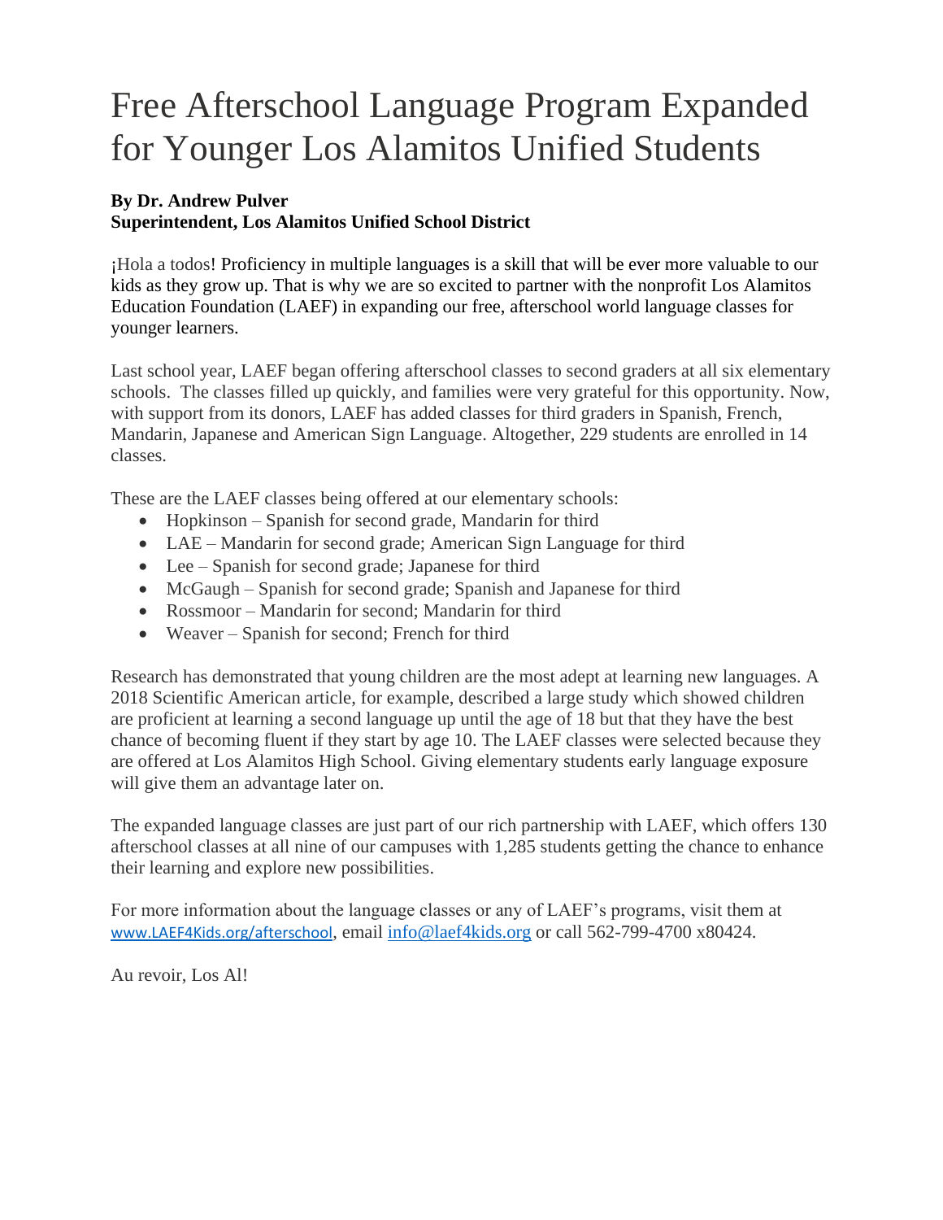# Free Afterschool Language Program Expanded for Younger Los Alamitos Unified Students

**By Dr. Andrew Pulver**
**Superintendent, Los Alamitos Unified School District**

¡Hola a todos! Proficiency in multiple languages is a skill that will be ever more valuable to our kids as they grow up. That is why we are so excited to partner with the nonprofit Los Alamitos Education Foundation (LAEF) in expanding our free, afterschool world language classes for younger learners.

Last school year, LAEF began offering afterschool classes to second graders at all six elementary schools. The classes filled up quickly, and families were very grateful for this opportunity. Now, with support from its donors, LAEF has added classes for third graders in Spanish, French, Mandarin, Japanese and American Sign Language. Altogether, 229 students are enrolled in 14 classes.

These are the LAEF classes being offered at our elementary schools:

- Hopkinson – Spanish for second grade, Mandarin for third
- LAE – Mandarin for second grade; American Sign Language for third
- Lee – Spanish for second grade; Japanese for third
- McGaugh – Spanish for second grade; Spanish and Japanese for third
- Rossmoor – Mandarin for second; Mandarin for third
- Weaver – Spanish for second; French for third

Research has demonstrated that young children are the most adept at learning new languages. A 2018 Scientific American article, for example, described a large study which showed children are proficient at learning a second language up until the age of 18 but that they have the best chance of becoming fluent if they start by age 10. The LAEF classes were selected because they are offered at Los Alamitos High School. Giving elementary students early language exposure will give them an advantage later on.

The expanded language classes are just part of our rich partnership with LAEF, which offers 130 afterschool classes at all nine of our campuses with 1,285 students getting the chance to enhance their learning and explore new possibilities.

For more information about the language classes or any of LAEF's programs, visit them at www.LAEF4Kids.org/afterschool, email info@laef4kids.org or call 562-799-4700 x80424.

Au revoir, Los Al!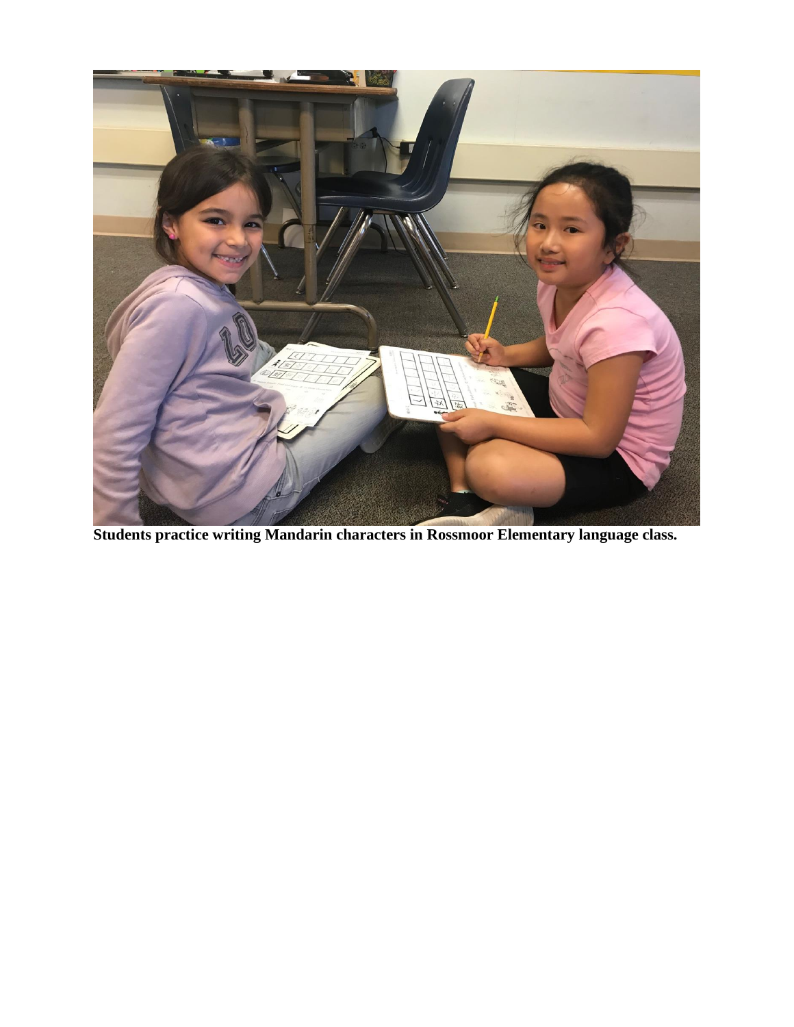**Students practice writing Mandarin characters in Rossmoor Elementary language class.**